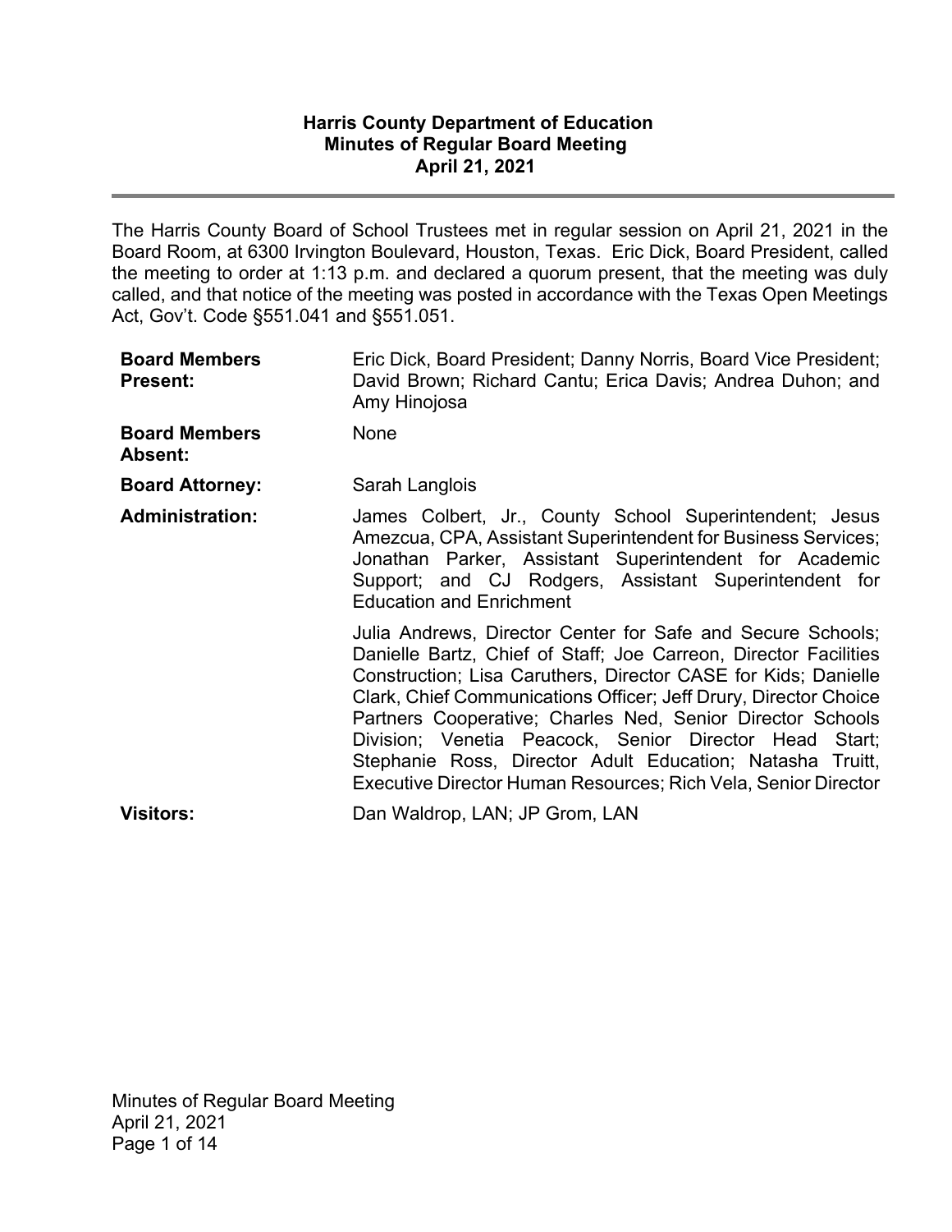# Harris County Department of Education
## Minutes of Regular Board Meeting
### April 21, 2021

The Harris County Board of School Trustees met in regular session on April 21, 2021 in the Board Room, at 6300 Irvington Boulevard, Houston, Texas. Eric Dick, Board President, called the meeting to order at 1:13 p.m. and declared a quorum present, that the meeting was duly called, and that notice of the meeting was posted in accordance with the Texas Open Meetings Act, Gov't. Code §551.041 and §551.051.

**Board Members Present:** Eric Dick, Board President; Danny Norris, Board Vice President; David Brown; Richard Cantu; Erica Davis; Andrea Duhon; and Amy Hinojosa

**Board Members Absent:** None

**Board Attorney:** Sarah Langlois

**Administration:** James Colbert, Jr., County School Superintendent; Jesus Amezcua, CPA, Assistant Superintendent for Business Services; Jonathan Parker, Assistant Superintendent for Academic Support; and CJ Rodgers, Assistant Superintendent for Education and Enrichment

Julia Andrews, Director Center for Safe and Secure Schools; Danielle Bartz, Chief of Staff; Joe Carreon, Director Facilities Construction; Lisa Caruthers, Director CASE for Kids; Danielle Clark, Chief Communications Officer; Jeff Drury, Director Choice Partners Cooperative; Charles Ned, Senior Director Schools Division; Venetia Peacock, Senior Director Head Start; Stephanie Ross, Director Adult Education; Natasha Truitt, Executive Director Human Resources; Rich Vela, Senior Director

**Visitors:** Dan Waldrop, LAN; JP Grom, LAN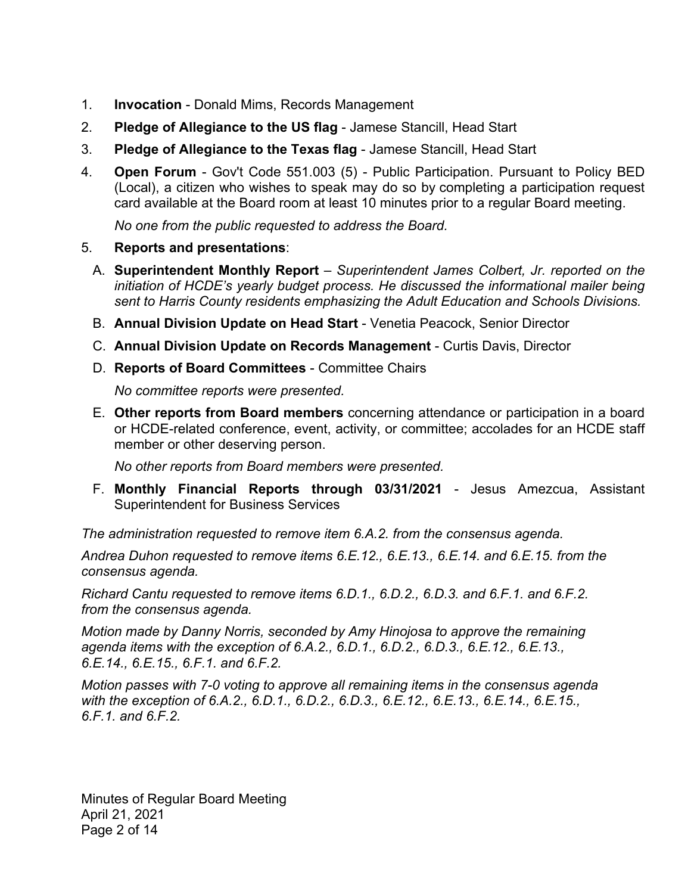1. **Invocation** - Donald Mims, Records Management
2. **Pledge of Allegiance to the US flag** - Jamese Stancill, Head Start
3. **Pledge of Allegiance to the Texas flag** - Jamese Stancill, Head Start
4. **Open Forum** - Gov't Code 551.003 (5) - Public Participation. Pursuant to Policy BED (Local), a citizen who wishes to speak may do so by completing a participation request card available at the Board room at least 10 minutes prior to a regular Board meeting.

   *No one from the public requested to address the Board.*

5. **Reports and presentations**:

   A. **Superintendent Monthly Report** – *Superintendent James Colbert, Jr. reported on the initiation of HCDE's yearly budget process. He discussed the informational mailer being sent to Harris County residents emphasizing the Adult Education and Schools Divisions.*

   B. **Annual Division Update on Head Start** - Venetia Peacock, Senior Director

   C. **Annual Division Update on Records Management** - Curtis Davis, Director

   D. **Reports of Board Committees** - Committee Chairs

   *No committee reports were presented.*

   E. **Other reports from Board members** concerning attendance or participation in a board or HCDE-related conference, event, activity, or committee; accolades for an HCDE staff member or other deserving person.

   *No other reports from Board members were presented.*

   F. **Monthly Financial Reports through 03/31/2021** - Jesus Amezcua, Assistant Superintendent for Business Services

*The administration requested to remove item 6.A.2. from the consensus agenda.*

*Andrea Duhon requested to remove items 6.E.12., 6.E.13., 6.E.14. and 6.E.15. from the consensus agenda.*

*Richard Cantu requested to remove items 6.D.1., 6.D.2., 6.D.3. and 6.F.1. and 6.F.2. from the consensus agenda.*

*Motion made by Danny Norris, seconded by Amy Hinojosa to approve the remaining agenda items with the exception of 6.A.2., 6.D.1., 6.D.2., 6.D.3., 6.E.12., 6.E.13., 6.E.14., 6.E.15., 6.F.1. and 6.F.2.*

*Motion passes with 7-0 voting to approve all remaining items in the consensus agenda with the exception of 6.A.2., 6.D.1., 6.D.2., 6.D.3., 6.E.12., 6.E.13., 6.E.14., 6.E.15., 6.F.1. and 6.F.2.*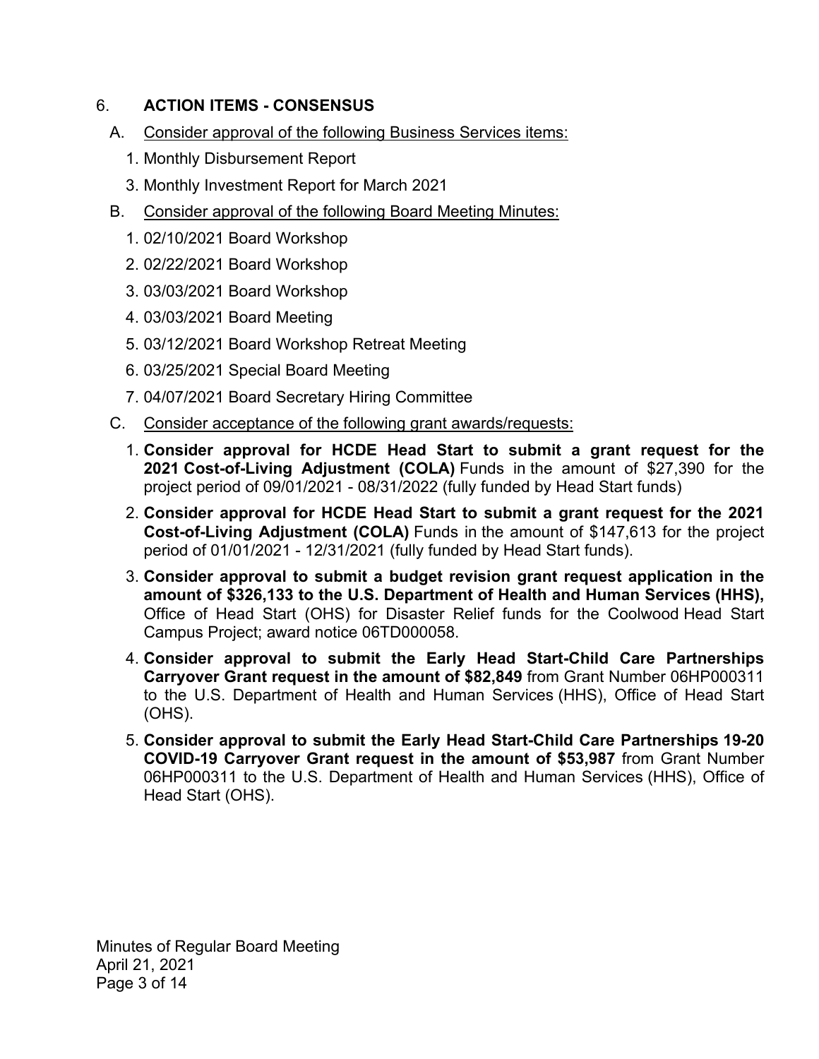## 6. ACTION ITEMS - CONSENSUS

A. Consider approval of the following Business Services items:

1. Monthly Disbursement Report

3. Monthly Investment Report for March 2021

B. Consider approval of the following Board Meeting Minutes:

1. 02/10/2021 Board Workshop
2. 02/22/2021 Board Workshop
3. 03/03/2021 Board Workshop
4. 03/03/2021 Board Meeting
5. 03/12/2021 Board Workshop Retreat Meeting
6. 03/25/2021 Special Board Meeting
7. 04/07/2021 Board Secretary Hiring Committee

C. Consider acceptance of the following grant awards/requests:

1. **Consider approval for HCDE Head Start to submit a grant request for the 2021 Cost-of-Living Adjustment (COLA)** Funds in the amount of $27,390 for the project period of 09/01/2021 - 08/31/2022 (fully funded by Head Start funds)
2. **Consider approval for HCDE Head Start to submit a grant request for the 2021 Cost-of-Living Adjustment (COLA)** Funds in the amount of $147,613 for the project period of 01/01/2021 - 12/31/2021 (fully funded by Head Start funds).
3. **Consider approval to submit a budget revision grant request application in the amount of $326,133 to the U.S. Department of Health and Human Services (HHS),** Office of Head Start (OHS) for Disaster Relief funds for the Coolwood Head Start Campus Project; award notice 06TD000058.
4. **Consider approval to submit the Early Head Start-Child Care Partnerships Carryover Grant request in the amount of $82,849** from Grant Number 06HP000311 to the U.S. Department of Health and Human Services (HHS), Office of Head Start (OHS).
5. **Consider approval to submit the Early Head Start-Child Care Partnerships 19-20 COVID-19 Carryover Grant request in the amount of $53,987** from Grant Number 06HP000311 to the U.S. Department of Health and Human Services (HHS), Office of Head Start (OHS).

Minutes of Regular Board Meeting
April 21, 2021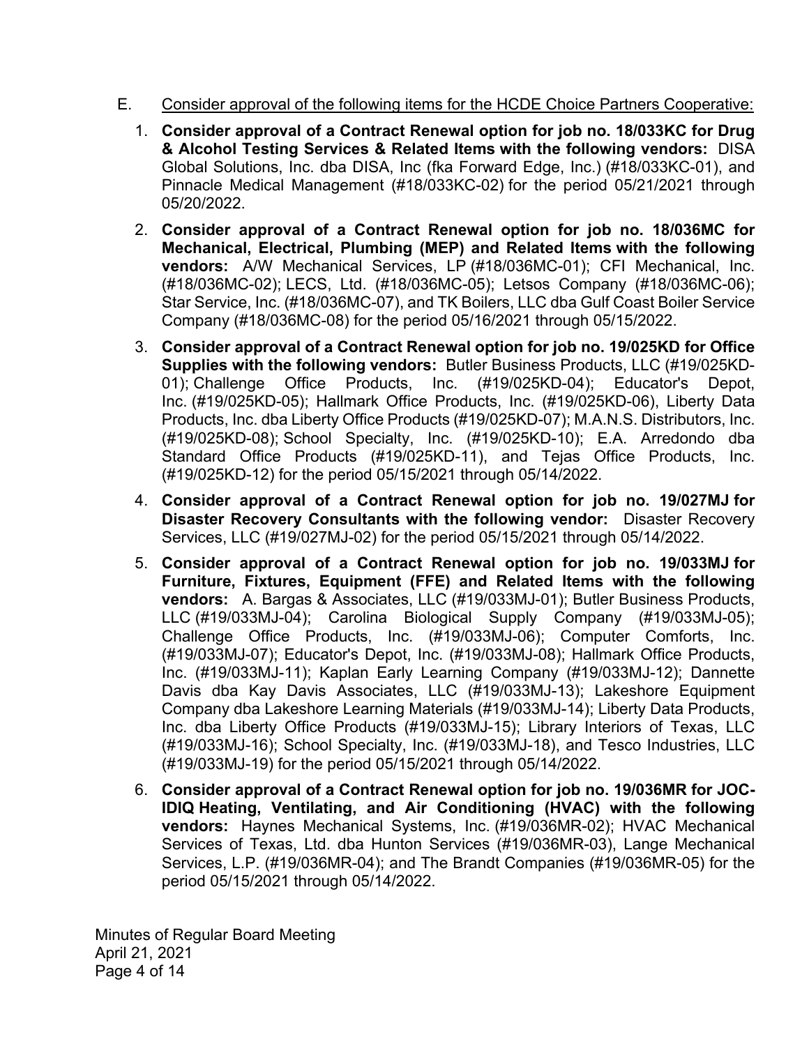E. Consider approval of the following items for the HCDE Choice Partners Cooperative:

1. **Consider approval of a Contract Renewal option for job no. 18/033KC for Drug & Alcohol Testing Services & Related Items with the following vendors:** DISA Global Solutions, Inc. dba DISA, Inc (fka Forward Edge, Inc.) (#18/033KC-01), and Pinnacle Medical Management (#18/033KC-02) for the period 05/21/2021 through 05/20/2022.

2. **Consider approval of a Contract Renewal option for job no. 18/036MC for Mechanical, Electrical, Plumbing (MEP) and Related Items with the following vendors:** A/W Mechanical Services, LP (#18/036MC-01); CFI Mechanical, Inc. (#18/036MC-02); LECS, Ltd. (#18/036MC-05); Letsos Company (#18/036MC-06); Star Service, Inc. (#18/036MC-07), and TK Boilers, LLC dba Gulf Coast Boiler Service Company (#18/036MC-08) for the period 05/16/2021 through 05/15/2022.

3. **Consider approval of a Contract Renewal option for job no. 19/025KD for Office Supplies with the following vendors:** Butler Business Products, LLC (#19/025KD-01); Challenge Office Products, Inc. (#19/025KD-04); Educator's Depot, Inc. (#19/025KD-05); Hallmark Office Products, Inc. (#19/025KD-06), Liberty Data Products, Inc. dba Liberty Office Products (#19/025KD-07); M.A.N.S. Distributors, Inc. (#19/025KD-08); School Specialty, Inc. (#19/025KD-10); E.A. Arredondo dba Standard Office Products (#19/025KD-11), and Tejas Office Products, Inc. (#19/025KD-12) for the period 05/15/2021 through 05/14/2022.

4. **Consider approval of a Contract Renewal option for job no. 19/027MJ for Disaster Recovery Consultants with the following vendor:** Disaster Recovery Services, LLC (#19/027MJ-02) for the period 05/15/2021 through 05/14/2022.

5. **Consider approval of a Contract Renewal option for job no. 19/033MJ for Furniture, Fixtures, Equipment (FFE) and Related Items with the following vendors:** A. Bargas & Associates, LLC (#19/033MJ-01); Butler Business Products, LLC (#19/033MJ-04); Carolina Biological Supply Company (#19/033MJ-05); Challenge Office Products, Inc. (#19/033MJ-06); Computer Comforts, Inc. (#19/033MJ-07); Educator's Depot, Inc. (#19/033MJ-08); Hallmark Office Products, Inc. (#19/033MJ-11); Kaplan Early Learning Company (#19/033MJ-12); Dannette Davis dba Kay Davis Associates, LLC (#19/033MJ-13); Lakeshore Equipment Company dba Lakeshore Learning Materials (#19/033MJ-14); Liberty Data Products, Inc. dba Liberty Office Products (#19/033MJ-15); Library Interiors of Texas, LLC (#19/033MJ-16); School Specialty, Inc. (#19/033MJ-18), and Tesco Industries, LLC (#19/033MJ-19) for the period 05/15/2021 through 05/14/2022.

6. **Consider approval of a Contract Renewal option for job no. 19/036MR for JOC-IDIQ Heating, Ventilating, and Air Conditioning (HVAC) with the following vendors:** Haynes Mechanical Systems, Inc. (#19/036MR-02); HVAC Mechanical Services of Texas, Ltd. dba Hunton Services (#19/036MR-03), Lange Mechanical Services, L.P. (#19/036MR-04); and The Brandt Companies (#19/036MR-05) for the period 05/15/2021 through 05/14/2022.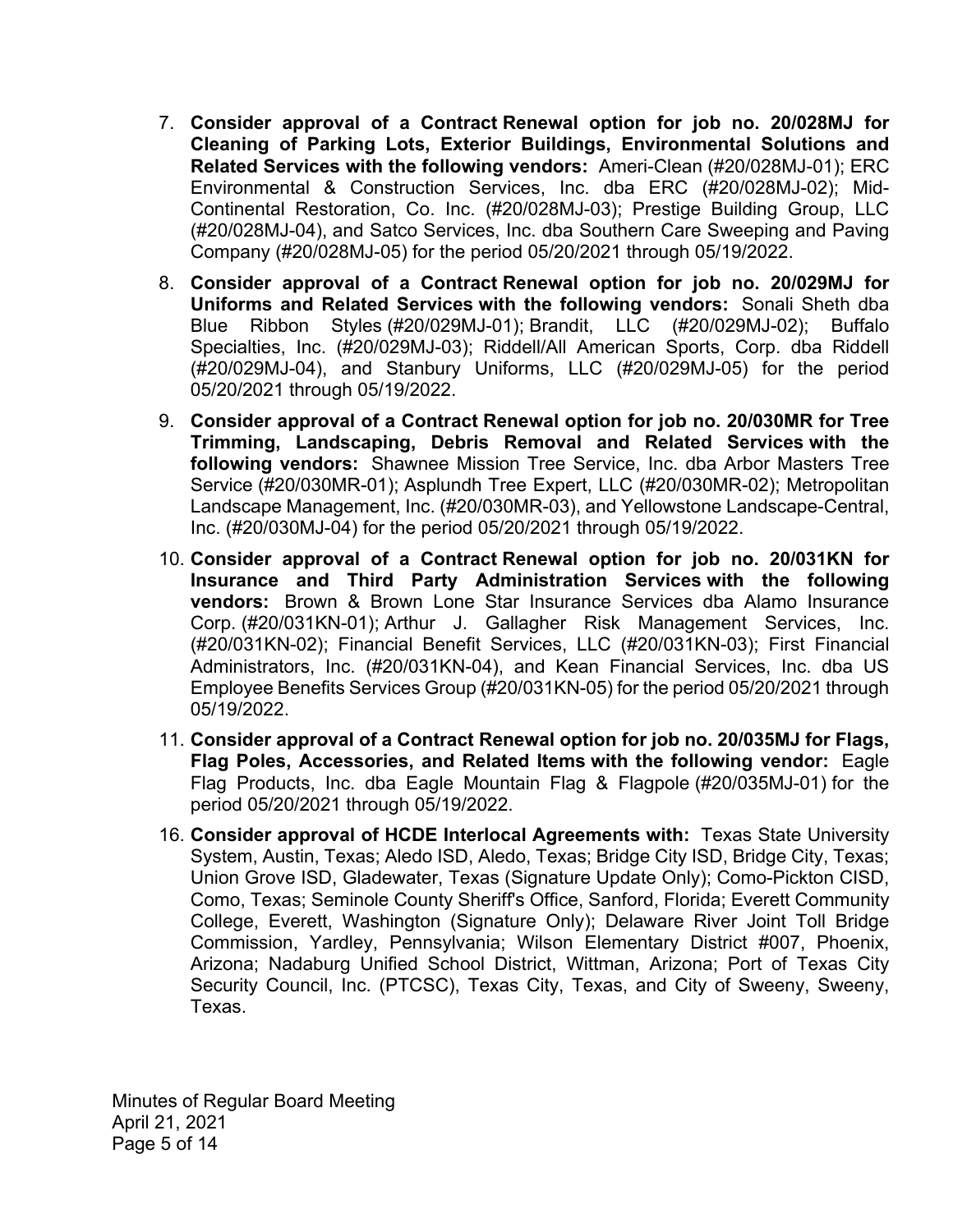7. **Consider approval of a Contract Renewal option for job no. 20/028MJ for Cleaning of Parking Lots, Exterior Buildings, Environmental Solutions and Related Services with the following vendors:** Ameri-Clean (#20/028MJ-01); ERC Environmental & Construction Services, Inc. dba ERC (#20/028MJ-02); Mid-Continental Restoration, Co. Inc. (#20/028MJ-03); Prestige Building Group, LLC (#20/028MJ-04), and Satco Services, Inc. dba Southern Care Sweeping and Paving Company (#20/028MJ-05) for the period 05/20/2021 through 05/19/2022.

8. **Consider approval of a Contract Renewal option for job no. 20/029MJ for Uniforms and Related Services with the following vendors:** Sonali Sheth dba Blue Ribbon Styles (#20/029MJ-01); Brandit, LLC (#20/029MJ-02); Buffalo Specialties, Inc. (#20/029MJ-03); Riddell/All American Sports, Corp. dba Riddell (#20/029MJ-04), and Stanbury Uniforms, LLC (#20/029MJ-05) for the period 05/20/2021 through 05/19/2022.

9. **Consider approval of a Contract Renewal option for job no. 20/030MR for Tree Trimming, Landscaping, Debris Removal and Related Services with the following vendors:** Shawnee Mission Tree Service, Inc. dba Arbor Masters Tree Service (#20/030MR-01); Asplundh Tree Expert, LLC (#20/030MR-02); Metropolitan Landscape Management, Inc. (#20/030MR-03), and Yellowstone Landscape-Central, Inc. (#20/030MJ-04) for the period 05/20/2021 through 05/19/2022.

10. **Consider approval of a Contract Renewal option for job no. 20/031KN for Insurance and Third Party Administration Services with the following vendors:** Brown & Brown Lone Star Insurance Services dba Alamo Insurance Corp. (#20/031KN-01); Arthur J. Gallagher Risk Management Services, Inc. (#20/031KN-02); Financial Benefit Services, LLC (#20/031KN-03); First Financial Administrators, Inc. (#20/031KN-04), and Kean Financial Services, Inc. dba US Employee Benefits Services Group (#20/031KN-05) for the period 05/20/2021 through 05/19/2022.

11. **Consider approval of a Contract Renewal option for job no. 20/035MJ for Flags, Flag Poles, Accessories, and Related Items with the following vendor:** Eagle Flag Products, Inc. dba Eagle Mountain Flag & Flagpole (#20/035MJ-01) for the period 05/20/2021 through 05/19/2022.

16. **Consider approval of HCDE Interlocal Agreements with:** Texas State University System, Austin, Texas; Aledo ISD, Aledo, Texas; Bridge City ISD, Bridge City, Texas; Union Grove ISD, Gladewater, Texas (Signature Update Only); Como-Pickton CISD, Como, Texas; Seminole County Sheriff's Office, Sanford, Florida; Everett Community College, Everett, Washington (Signature Only); Delaware River Joint Toll Bridge Commission, Yardley, Pennsylvania; Wilson Elementary District #007, Phoenix, Arizona; Nadaburg Unified School District, Wittman, Arizona; Port of Texas City Security Council, Inc. (PTCSC), Texas City, Texas, and City of Sweeny, Sweeny, Texas.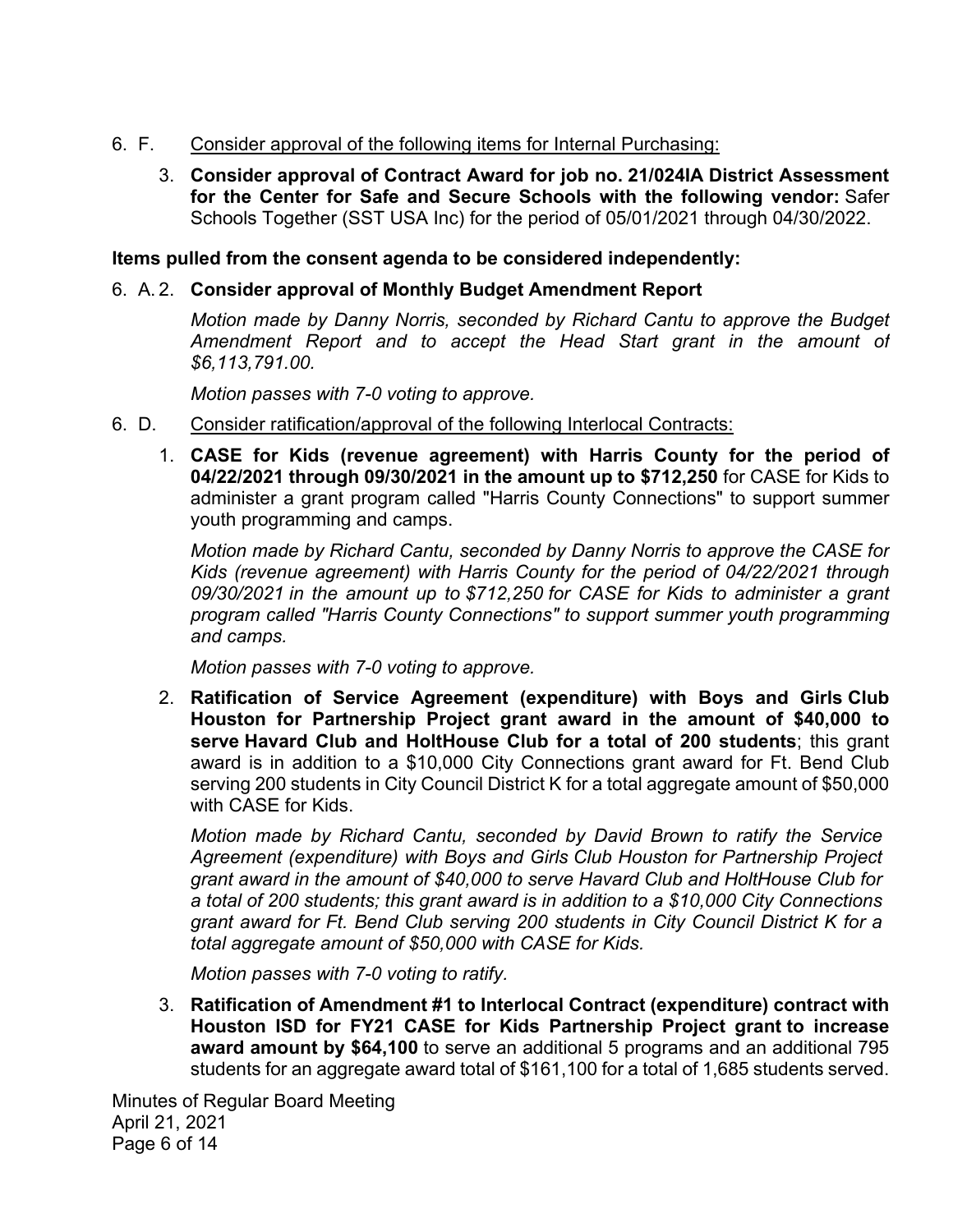6. F. Consider approval of the following items for Internal Purchasing:

   3. **Consider approval of Contract Award for job no. 21/024IA District Assessment for the Center for Safe and Secure Schools with the following vendor:** Safer Schools Together (SST USA Inc) for the period of 05/01/2021 through 04/30/2022.

**Items pulled from the consent agenda to be considered independently:**

6. A. 2. **Consider approval of Monthly Budget Amendment Report**

   *Motion made by Danny Norris, seconded by Richard Cantu to approve the Budget Amendment Report and to accept the Head Start grant in the amount of $6,113,791.00.*

   *Motion passes with 7-0 voting to approve.*

6. D. Consider ratification/approval of the following Interlocal Contracts:

   1. **CASE for Kids (revenue agreement) with Harris County for the period of 04/22/2021 through 09/30/2021 in the amount up to $712,250** for CASE for Kids to administer a grant program called "Harris County Connections" to support summer youth programming and camps.

      *Motion made by Richard Cantu, seconded by Danny Norris to approve the CASE for Kids (revenue agreement) with Harris County for the period of 04/22/2021 through 09/30/2021 in the amount up to $712,250 for CASE for Kids to administer a grant program called "Harris County Connections" to support summer youth programming and camps.*

      *Motion passes with 7-0 voting to approve.*

   2. **Ratification of Service Agreement (expenditure) with Boys and Girls Club Houston for Partnership Project grant award in the amount of $40,000 to serve Havard Club and HoltHouse Club for a total of 200 students**; this grant award is in addition to a $10,000 City Connections grant award for Ft. Bend Club serving 200 students in City Council District K for a total aggregate amount of $50,000 with CASE for Kids.

      *Motion made by Richard Cantu, seconded by David Brown to ratify the Service Agreement (expenditure) with Boys and Girls Club Houston for Partnership Project grant award in the amount of $40,000 to serve Havard Club and HoltHouse Club for a total of 200 students; this grant award is in addition to a $10,000 City Connections grant award for Ft. Bend Club serving 200 students in City Council District K for a total aggregate amount of $50,000 with CASE for Kids.*

      *Motion passes with 7-0 voting to ratify.*

   3. **Ratification of Amendment #1 to Interlocal Contract (expenditure) contract with Houston ISD for FY21 CASE for Kids Partnership Project grant to increase award amount by $64,100** to serve an additional 5 programs and an additional 795 students for an aggregate award total of $161,100 for a total of 1,685 students served.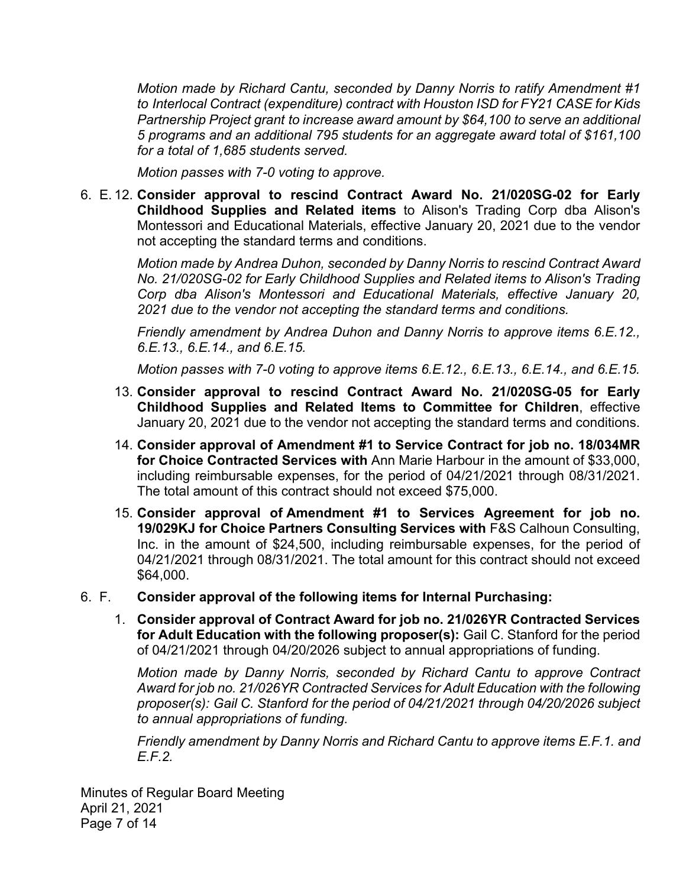*Motion made by Richard Cantu, seconded by Danny Norris to ratify Amendment #1 to Interlocal Contract (expenditure) contract with Houston ISD for FY21 CASE for Kids Partnership Project grant to increase award amount by $64,100 to serve an additional 5 programs and an additional 795 students for an aggregate award total of $161,100 for a total of 1,685 students served.*

*Motion passes with 7-0 voting to approve.*

6. E. 12. **Consider approval to rescind Contract Award No. 21/020SG-02 for Early Childhood Supplies and Related items** to Alison's Trading Corp dba Alison's Montessori and Educational Materials, effective January 20, 2021 due to the vendor not accepting the standard terms and conditions.

   *Motion made by Andrea Duhon, seconded by Danny Norris to rescind Contract Award No. 21/020SG-02 for Early Childhood Supplies and Related items to Alison's Trading Corp dba Alison's Montessori and Educational Materials, effective January 20, 2021 due to the vendor not accepting the standard terms and conditions.*

   *Friendly amendment by Andrea Duhon and Danny Norris to approve items 6.E.12., 6.E.13., 6.E.14., and 6.E.15.*

   *Motion passes with 7-0 voting to approve items 6.E.12., 6.E.13., 6.E.14., and 6.E.15.*

13. **Consider approval to rescind Contract Award No. 21/020SG-05 for Early Childhood Supplies and Related Items to Committee for Children**, effective January 20, 2021 due to the vendor not accepting the standard terms and conditions.

14. **Consider approval of Amendment #1 to Service Contract for job no. 18/034MR for Choice Contracted Services with** Ann Marie Harbour in the amount of $33,000, including reimbursable expenses, for the period of 04/21/2021 through 08/31/2021. The total amount of this contract should not exceed $75,000.

15. **Consider approval of Amendment #1 to Services Agreement for job no. 19/029KJ for Choice Partners Consulting Services with** F&S Calhoun Consulting, Inc. in the amount of $24,500, including reimbursable expenses, for the period of 04/21/2021 through 08/31/2021. The total amount for this contract should not exceed $64,000.

6. F. **Consider approval of the following items for Internal Purchasing:**

1. **Consider approval of Contract Award for job no. 21/026YR Contracted Services for Adult Education with the following proposer(s):** Gail C. Stanford for the period of 04/21/2021 through 04/20/2026 subject to annual appropriations of funding.

   *Motion made by Danny Norris, seconded by Richard Cantu to approve Contract Award for job no. 21/026YR Contracted Services for Adult Education with the following proposer(s): Gail C. Stanford for the period of 04/21/2021 through 04/20/2026 subject to annual appropriations of funding.*

   *Friendly amendment by Danny Norris and Richard Cantu to approve items E.F.1. and E.F.2.*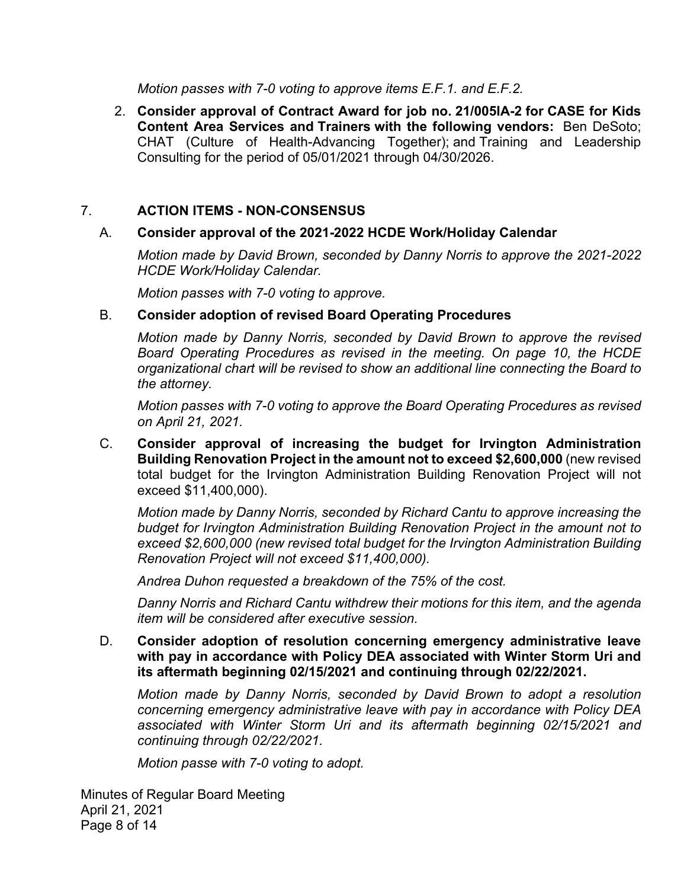*Motion passes with 7-0 voting to approve items E.F.1. and E.F.2.*

2. **Consider approval of Contract Award for job no. 21/005IA-2 for CASE for Kids Content Area Services and Trainers with the following vendors:** Ben DeSoto; CHAT (Culture of Health-Advancing Together); and Training and Leadership Consulting for the period of 05/01/2021 through 04/30/2026.

## 7. ACTION ITEMS - NON-CONSENSUS

### A. Consider approval of the 2021-2022 HCDE Work/Holiday Calendar

*Motion made by David Brown, seconded by Danny Norris to approve the 2021-2022 HCDE Work/Holiday Calendar.*

*Motion passes with 7-0 voting to approve.*

### B. Consider adoption of revised Board Operating Procedures

*Motion made by Danny Norris, seconded by David Brown to approve the revised Board Operating Procedures as revised in the meeting. On page 10, the HCDE organizational chart will be revised to show an additional line connecting the Board to the attorney.*

*Motion passes with 7-0 voting to approve the Board Operating Procedures as revised on April 21, 2021.*

### C. Consider approval of increasing the budget for Irvington Administration Building Renovation Project in the amount not to exceed $2,600,000 (new revised total budget for the Irvington Administration Building Renovation Project will not exceed $11,400,000).

*Motion made by Danny Norris, seconded by Richard Cantu to approve increasing the budget for Irvington Administration Building Renovation Project in the amount not to exceed $2,600,000 (new revised total budget for the Irvington Administration Building Renovation Project will not exceed $11,400,000).*

*Andrea Duhon requested a breakdown of the 75% of the cost.*

*Danny Norris and Richard Cantu withdrew their motions for this item, and the agenda item will be considered after executive session.*

### D. Consider adoption of resolution concerning emergency administrative leave with pay in accordance with Policy DEA associated with Winter Storm Uri and its aftermath beginning 02/15/2021 and continuing through 02/22/2021.

*Motion made by Danny Norris, seconded by David Brown to adopt a resolution concerning emergency administrative leave with pay in accordance with Policy DEA associated with Winter Storm Uri and its aftermath beginning 02/15/2021 and continuing through 02/22/2021.*

*Motion passe with 7-0 voting to adopt.*

Minutes of Regular Board Meeting
April 21, 2021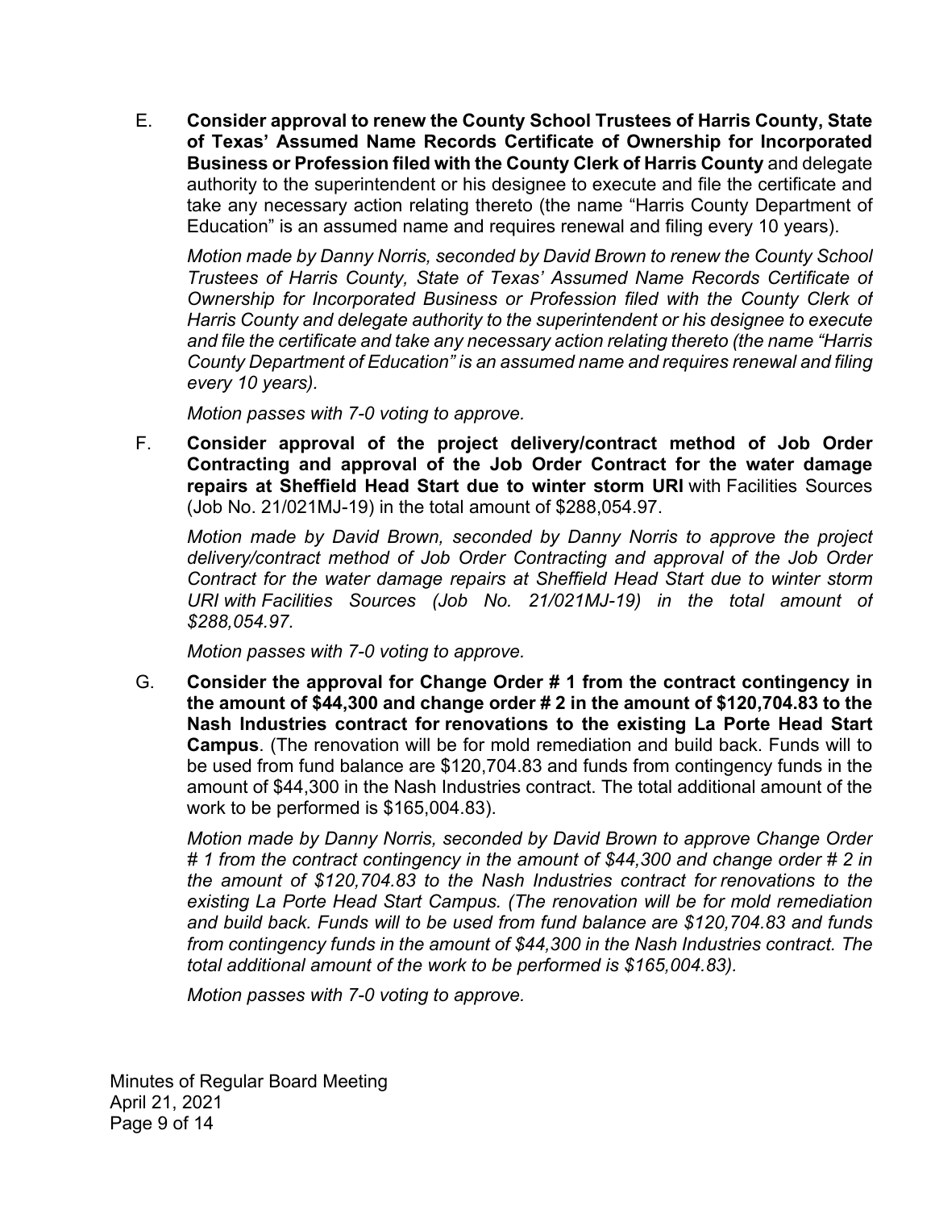E. **Consider approval to renew the County School Trustees of Harris County, State of Texas' Assumed Name Records Certificate of Ownership for Incorporated Business or Profession filed with the County Clerk of Harris County** and delegate authority to the superintendent or his designee to execute and file the certificate and take any necessary action relating thereto (the name "Harris County Department of Education" is an assumed name and requires renewal and filing every 10 years).

   *Motion made by Danny Norris, seconded by David Brown to renew the County School Trustees of Harris County, State of Texas' Assumed Name Records Certificate of Ownership for Incorporated Business or Profession filed with the County Clerk of Harris County and delegate authority to the superintendent or his designee to execute and file the certificate and take any necessary action relating thereto (the name "Harris County Department of Education" is an assumed name and requires renewal and filing every 10 years).*

   *Motion passes with 7-0 voting to approve.*

F. **Consider approval of the project delivery/contract method of Job Order Contracting and approval of the Job Order Contract for the water damage repairs at Sheffield Head Start due to winter storm URI** with Facilities Sources (Job No. 21/021MJ-19) in the total amount of $288,054.97.

   *Motion made by David Brown, seconded by Danny Norris to approve the project delivery/contract method of Job Order Contracting and approval of the Job Order Contract for the water damage repairs at Sheffield Head Start due to winter storm URI with Facilities Sources (Job No. 21/021MJ-19) in the total amount of $288,054.97.*

   *Motion passes with 7-0 voting to approve.*

G. **Consider the approval for Change Order # 1 from the contract contingency in the amount of $44,300 and change order # 2 in the amount of $120,704.83 to the Nash Industries contract for renovations to the existing La Porte Head Start Campus**. (The renovation will be for mold remediation and build back. Funds will to be used from fund balance are $120,704.83 and funds from contingency funds in the amount of $44,300 in the Nash Industries contract. The total additional amount of the work to be performed is $165,004.83).

   *Motion made by Danny Norris, seconded by David Brown to approve Change Order # 1 from the contract contingency in the amount of $44,300 and change order # 2 in the amount of $120,704.83 to the Nash Industries contract for renovations to the existing La Porte Head Start Campus. (The renovation will be for mold remediation and build back. Funds will to be used from fund balance are $120,704.83 and funds from contingency funds in the amount of $44,300 in the Nash Industries contract. The total additional amount of the work to be performed is $165,004.83).*

   *Motion passes with 7-0 voting to approve.*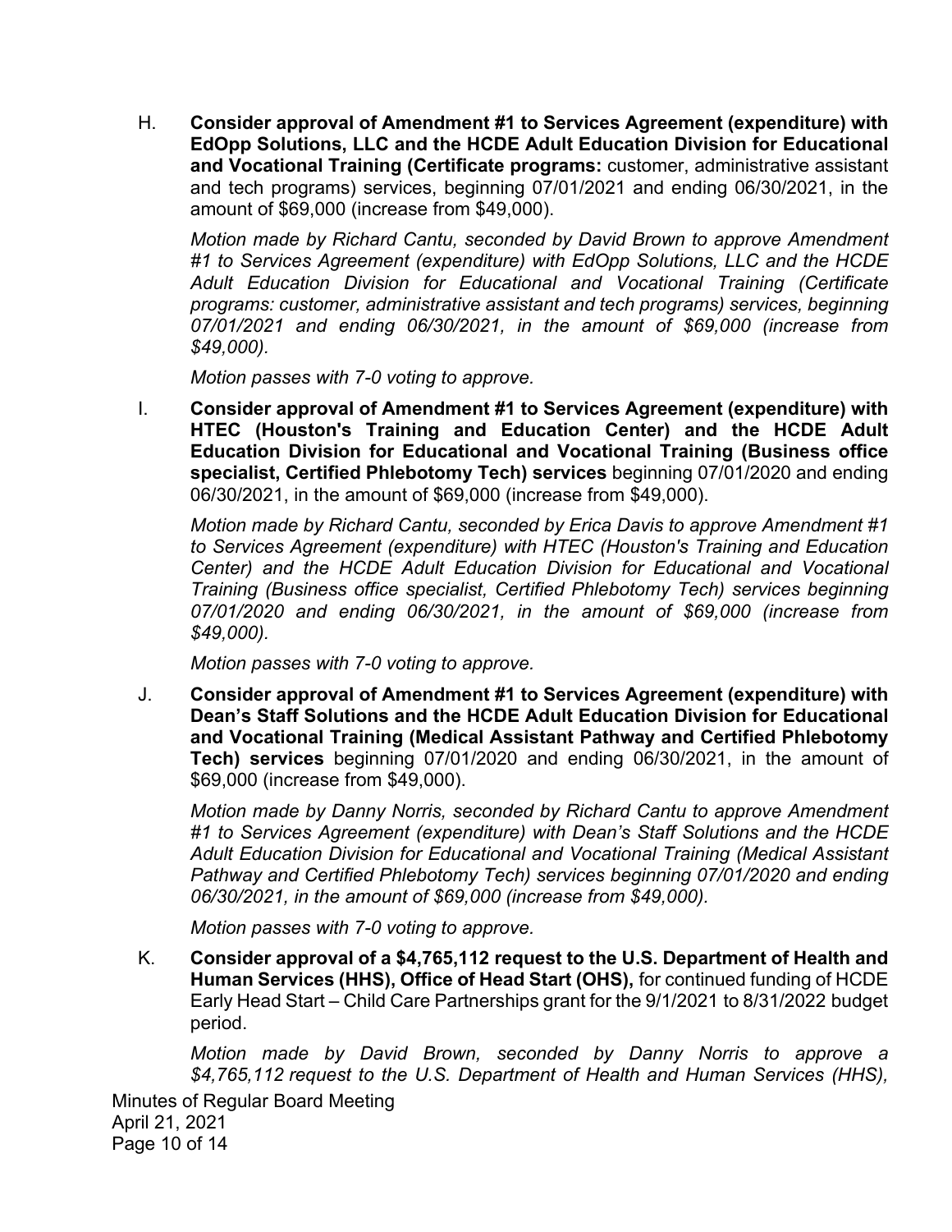H. **Consider approval of Amendment #1 to Services Agreement (expenditure) with EdOpp Solutions, LLC and the HCDE Adult Education Division for Educational and Vocational Training (Certificate programs:** customer, administrative assistant and tech programs) services, beginning 07/01/2021 and ending 06/30/2021, in the amount of $69,000 (increase from $49,000).

   *Motion made by Richard Cantu, seconded by David Brown to approve Amendment #1 to Services Agreement (expenditure) with EdOpp Solutions, LLC and the HCDE Adult Education Division for Educational and Vocational Training (Certificate programs: customer, administrative assistant and tech programs) services, beginning 07/01/2021 and ending 06/30/2021, in the amount of $69,000 (increase from $49,000).*

   *Motion passes with 7-0 voting to approve.*

I. **Consider approval of Amendment #1 to Services Agreement (expenditure) with HTEC (Houston's Training and Education Center) and the HCDE Adult Education Division for Educational and Vocational Training (Business office specialist, Certified Phlebotomy Tech) services** beginning 07/01/2020 and ending 06/30/2021, in the amount of $69,000 (increase from $49,000).

   *Motion made by Richard Cantu, seconded by Erica Davis to approve Amendment #1 to Services Agreement (expenditure) with HTEC (Houston's Training and Education Center) and the HCDE Adult Education Division for Educational and Vocational Training (Business office specialist, Certified Phlebotomy Tech) services beginning 07/01/2020 and ending 06/30/2021, in the amount of $69,000 (increase from $49,000).*

   *Motion passes with 7-0 voting to approve.*

J. **Consider approval of Amendment #1 to Services Agreement (expenditure) with Dean's Staff Solutions and the HCDE Adult Education Division for Educational and Vocational Training (Medical Assistant Pathway and Certified Phlebotomy Tech) services** beginning 07/01/2020 and ending 06/30/2021, in the amount of $69,000 (increase from $49,000).

   *Motion made by Danny Norris, seconded by Richard Cantu to approve Amendment #1 to Services Agreement (expenditure) with Dean's Staff Solutions and the HCDE Adult Education Division for Educational and Vocational Training (Medical Assistant Pathway and Certified Phlebotomy Tech) services beginning 07/01/2020 and ending 06/30/2021, in the amount of $69,000 (increase from $49,000).*

   *Motion passes with 7-0 voting to approve.*

K. **Consider approval of a $4,765,112 request to the U.S. Department of Health and Human Services (HHS), Office of Head Start (OHS),** for continued funding of HCDE Early Head Start – Child Care Partnerships grant for the 9/1/2021 to 8/31/2022 budget period.

   *Motion made by David Brown, seconded by Danny Norris to approve a $4,765,112 request to the U.S. Department of Health and Human Services (HHS),*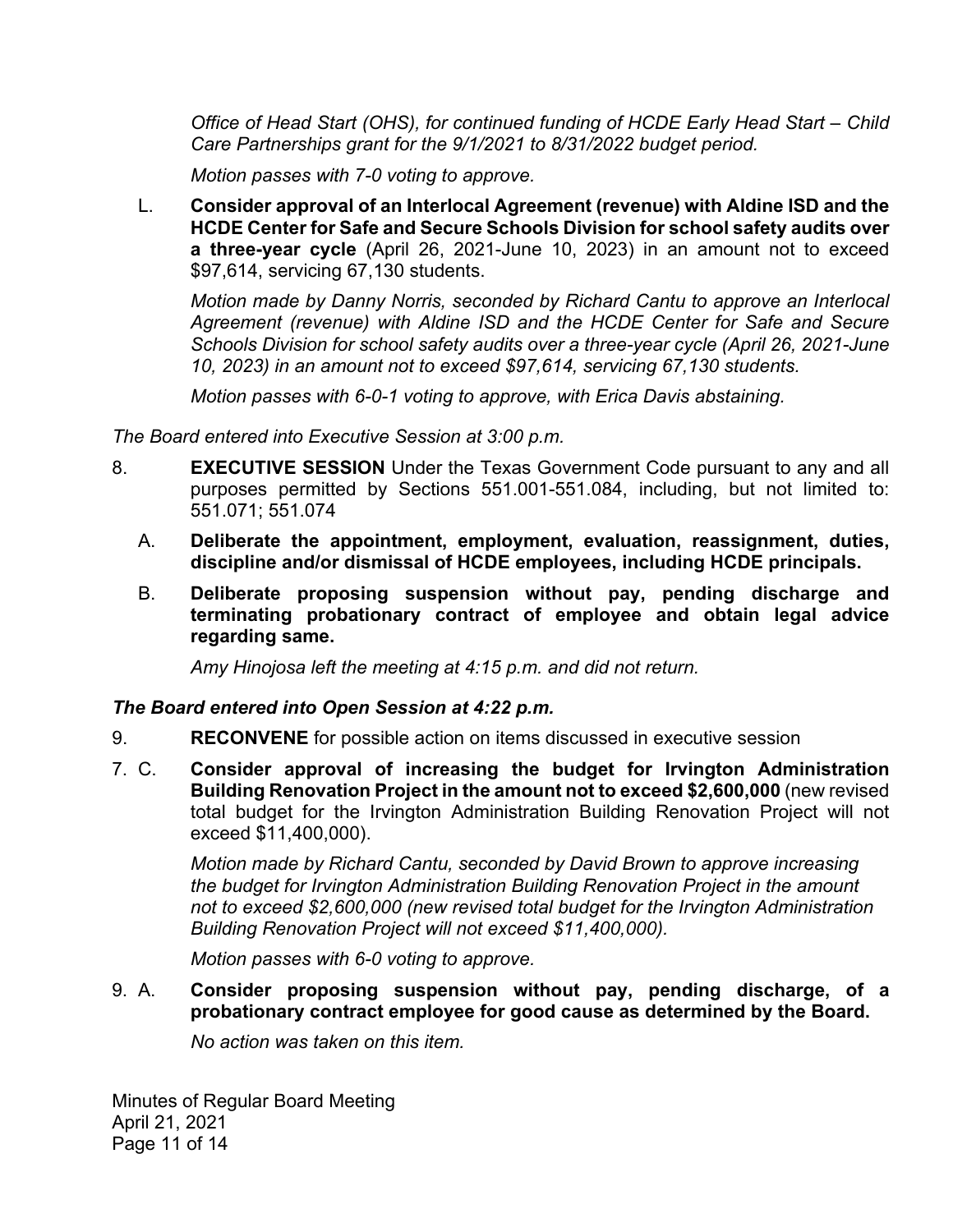*Office of Head Start (OHS), for continued funding of HCDE Early Head Start – Child Care Partnerships grant for the 9/1/2021 to 8/31/2022 budget period.*

*Motion passes with 7-0 voting to approve.*

L. **Consider approval of an Interlocal Agreement (revenue) with Aldine ISD and the HCDE Center for Safe and Secure Schools Division for school safety audits over a three-year cycle** (April 26, 2021-June 10, 2023) in an amount not to exceed $97,614, servicing 67,130 students.

*Motion made by Danny Norris, seconded by Richard Cantu to approve an Interlocal Agreement (revenue) with Aldine ISD and the HCDE Center for Safe and Secure Schools Division for school safety audits over a three-year cycle (April 26, 2021-June 10, 2023) in an amount not to exceed $97,614, servicing 67,130 students.*

*Motion passes with 6-0-1 voting to approve, with Erica Davis abstaining.*

*The Board entered into Executive Session at 3:00 p.m.*

8. **EXECUTIVE SESSION** Under the Texas Government Code pursuant to any and all purposes permitted by Sections 551.001-551.084, including, but not limited to: 551.071; 551.074

   A. **Deliberate the appointment, employment, evaluation, reassignment, duties, discipline and/or dismissal of HCDE employees, including HCDE principals.**

   B. **Deliberate proposing suspension without pay, pending discharge and terminating probationary contract of employee and obtain legal advice regarding same.**

   *Amy Hinojosa left the meeting at 4:15 p.m. and did not return.*

***The Board entered into Open Session at 4:22 p.m.***

9. **RECONVENE** for possible action on items discussed in executive session

7. C. **Consider approval of increasing the budget for Irvington Administration Building Renovation Project in the amount not to exceed $2,600,000** (new revised total budget for the Irvington Administration Building Renovation Project will not exceed $11,400,000).

   *Motion made by Richard Cantu, seconded by David Brown to approve increasing the budget for Irvington Administration Building Renovation Project in the amount not to exceed $2,600,000 (new revised total budget for the Irvington Administration Building Renovation Project will not exceed $11,400,000).*

   *Motion passes with 6-0 voting to approve.*

9. A. **Consider proposing suspension without pay, pending discharge, of a probationary contract employee for good cause as determined by the Board.**

   *No action was taken on this item.*

Minutes of Regular Board Meeting
April 21, 2021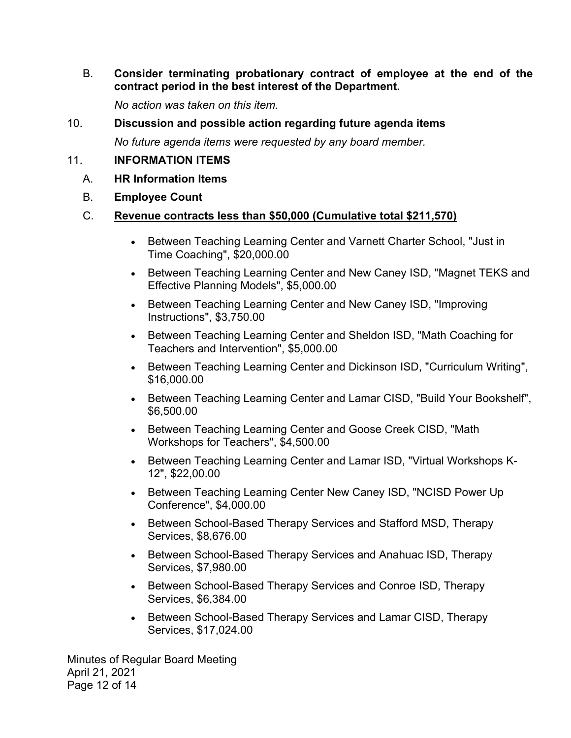B. **Consider terminating probationary contract of employee at the end of the contract period in the best interest of the Department.**

*No action was taken on this item.*

10. **Discussion and possible action regarding future agenda items**

*No future agenda items were requested by any board member.*

11. **INFORMATION ITEMS**

A. **HR Information Items**

B. **Employee Count**

C. **Revenue contracts less than $50,000 (Cumulative total $211,570)**

- Between Teaching Learning Center and Varnett Charter School, "Just in Time Coaching", $20,000.00
- Between Teaching Learning Center and New Caney ISD, "Magnet TEKS and Effective Planning Models", $5,000.00
- Between Teaching Learning Center and New Caney ISD, "Improving Instructions", $3,750.00
- Between Teaching Learning Center and Sheldon ISD, "Math Coaching for Teachers and Intervention", $5,000.00
- Between Teaching Learning Center and Dickinson ISD, "Curriculum Writing", $16,000.00
- Between Teaching Learning Center and Lamar CISD, "Build Your Bookshelf", $6,500.00
- Between Teaching Learning Center and Goose Creek CISD, "Math Workshops for Teachers", $4,500.00
- Between Teaching Learning Center and Lamar ISD, "Virtual Workshops K-12", $22,00.00
- Between Teaching Learning Center New Caney ISD, "NCISD Power Up Conference", $4,000.00
- Between School-Based Therapy Services and Stafford MSD, Therapy Services, $8,676.00
- Between School-Based Therapy Services and Anahuac ISD, Therapy Services, $7,980.00
- Between School-Based Therapy Services and Conroe ISD, Therapy Services, $6,384.00
- Between School-Based Therapy Services and Lamar CISD, Therapy Services, $17,024.00

Minutes of Regular Board Meeting
April 21, 2021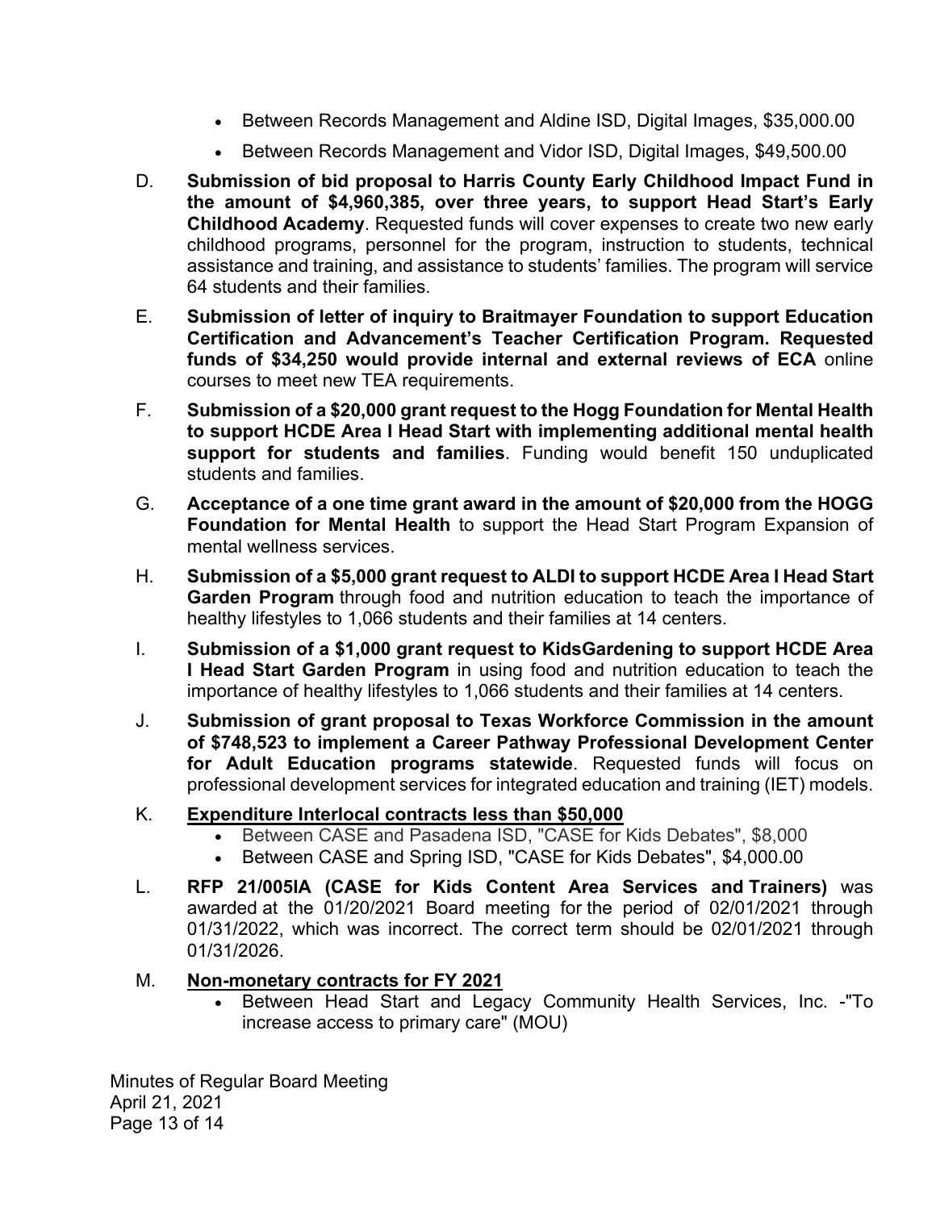- Between Records Management and Aldine ISD, Digital Images, $35,000.00
- Between Records Management and Vidor ISD, Digital Images, $49,500.00

D. **Submission of bid proposal to Harris County Early Childhood Impact Fund in the amount of $4,960,385, over three years, to support Head Start's Early Childhood Academy**. Requested funds will cover expenses to create two new early childhood programs, personnel for the program, instruction to students, technical assistance and training, and assistance to students' families. The program will service 64 students and their families.

E. **Submission of letter of inquiry to Braitmayer Foundation to support Education Certification and Advancement's Teacher Certification Program. Requested funds of $34,250 would provide internal and external reviews of ECA** online courses to meet new TEA requirements.

F. **Submission of a $20,000 grant request to the Hogg Foundation for Mental Health to support HCDE Area I Head Start with implementing additional mental health support for students and families**. Funding would benefit 150 unduplicated students and families.

G. **Acceptance of a one time grant award in the amount of $20,000 from the HOGG Foundation for Mental Health** to support the Head Start Program Expansion of mental wellness services.

H. **Submission of a $5,000 grant request to ALDI to support HCDE Area I Head Start Garden Program** through food and nutrition education to teach the importance of healthy lifestyles to 1,066 students and their families at 14 centers.

I. **Submission of a $1,000 grant request to KidsGardening to support HCDE Area I Head Start Garden Program** in using food and nutrition education to teach the importance of healthy lifestyles to 1,066 students and their families at 14 centers.

J. **Submission of grant proposal to Texas Workforce Commission in the amount of $748,523 to implement a Career Pathway Professional Development Center for Adult Education programs statewide**. Requested funds will focus on professional development services for integrated education and training (IET) models.

K. **<u>Expenditure Interlocal contracts less than $50,000</u>**
   - Between CASE and Pasadena ISD, "CASE for Kids Debates", $8,000
   - Between CASE and Spring ISD, "CASE for Kids Debates", $4,000.00

L. **RFP 21/005IA (CASE for Kids Content Area Services and Trainers)** was awarded at the 01/20/2021 Board meeting for the period of 02/01/2021 through 01/31/2022, which was incorrect. The correct term should be 02/01/2021 through 01/31/2026.

M. **<u>Non-monetary contracts for FY 2021</u>**
   - Between Head Start and Legacy Community Health Services, Inc. -"To increase access to primary care" (MOU)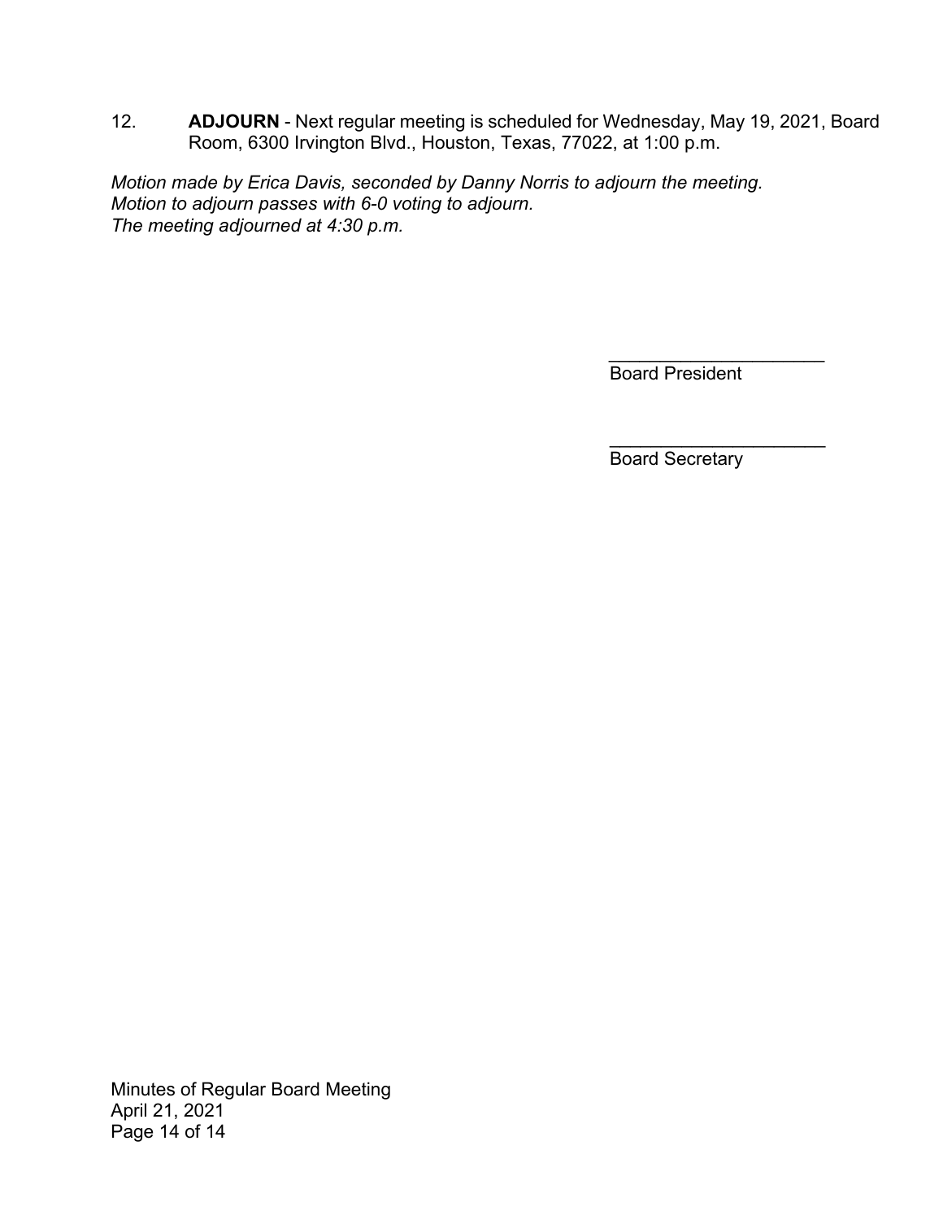12. **ADJOURN** - Next regular meeting is scheduled for Wednesday, May 19, 2021, Board Room, 6300 Irvington Blvd., Houston, Texas, 77022, at 1:00 p.m.

*Motion made by Erica Davis, seconded by Danny Norris to adjourn the meeting.*
*Motion to adjourn passes with 6-0 voting to adjourn.*
*The meeting adjourned at 4:30 p.m.*

______________________
Board President

______________________
Board Secretary